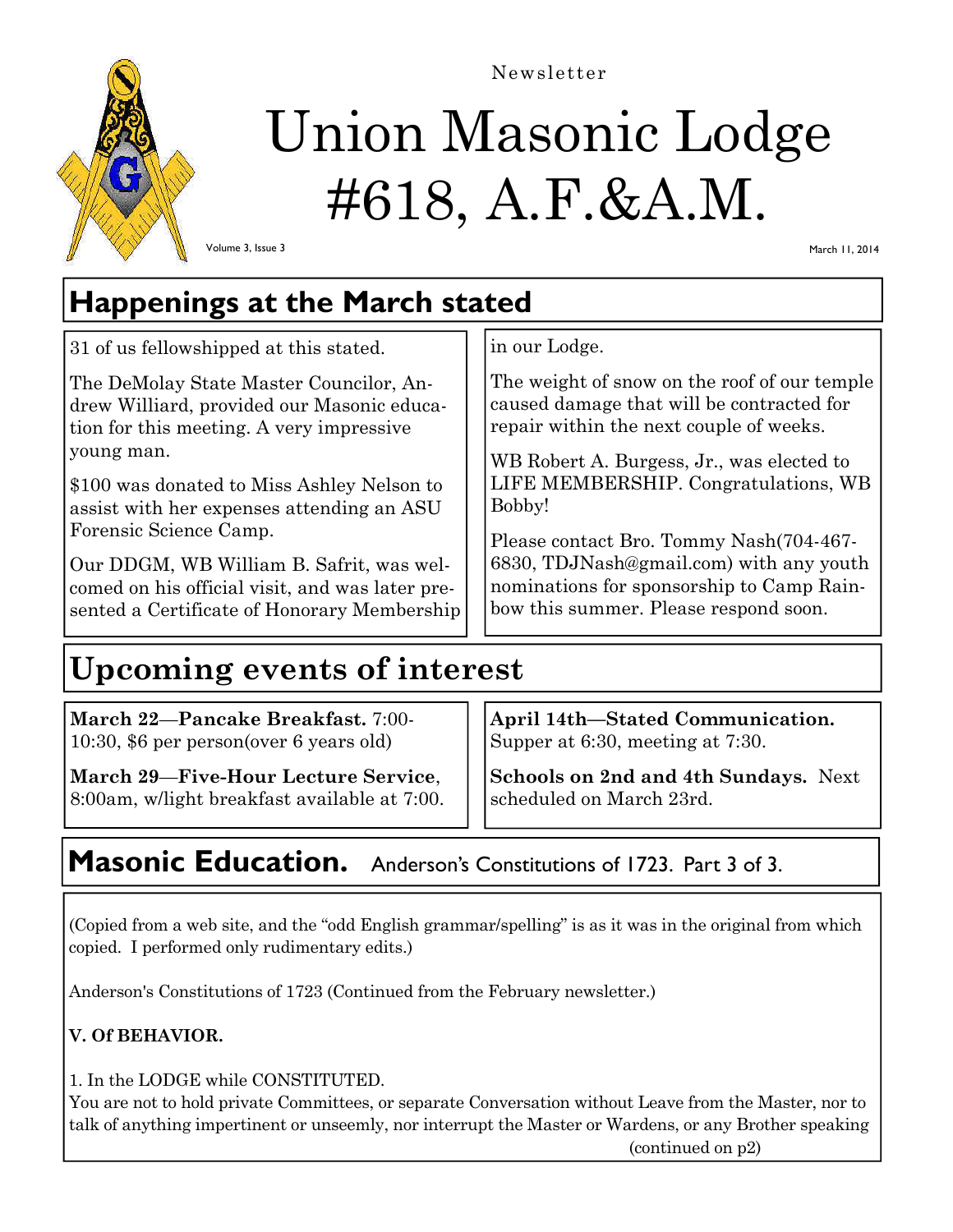Newsletter

# Union Masonic Lodge #618, A.F.&A.M.

Volume 3, Issue 3

March 11, 2014

## Happenings at the March stated

31 of us fellowshipped at this stated.

The DeMolay State Master Councilor, Andrew Williard, provided our Masonic education for this meeting. A very impressive young man.

$100 was donated to Miss Ashley Nelson to assist with her expenses attending an ASU Forensic Science Camp.

Our DDGM, WB William B. Safrit, was welcomed on his official visit, and was later presented a Certificate of Honorary Membership in our Lodge.

The weight of snow on the roof of our temple caused damage that will be contracted for repair within the next couple of weeks.

WB Robert A. Burgess, Jr., was elected to LIFE MEMBERSHIP. Congratulations, WB Bobby!

Please contact Bro. Tommy Nash(704-467-6830, TDJNash@gmail.com) with any youth nominations for sponsorship to Camp Rainbow this summer. Please respond soon.

## Upcoming events of interest

**March 22—Pancake Breakfast.** 7:00-10:30, $6 per person(over 6 years old)

**March 29—Five-Hour Lecture Service**, 8:00am, w/light breakfast available at 7:00.

**April 14th—Stated Communication.** Supper at 6:30, meeting at 7:30.

**Schools on 2nd and 4th Sundays.** Next scheduled on March 23rd.

## Masonic Education. Anderson's Constitutions of 1723. Part 3 of 3.

(Copied from a web site, and the "odd English grammar/spelling" is as it was in the original from which copied. I performed only rudimentary edits.)

Anderson's Constitutions of 1723 (Continued from the February newsletter.)

**V. Of BEHAVIOR.**

1. In the LODGE while CONSTITUTED.
You are not to hold private Committees, or separate Conversation without Leave from the Master, nor to talk of anything impertinent or unseemly, nor interrupt the Master or Wardens, or any Brother speaking

(continued on p2)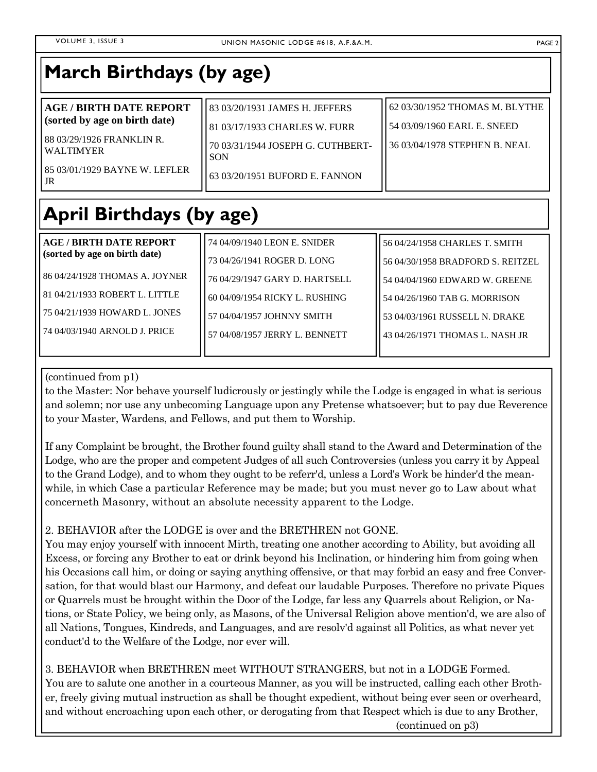# March Birthdays (by age)

**AGE / BIRTH DATE REPORT (sorted by age on birth date)**

88 03/29/1926 FRANKLIN R. WALTIMYER

85 03/01/1929 BAYNE W. LEFLER JR

83 03/20/1931 JAMES H. JEFFERS

81 03/17/1933 CHARLES W. FURR

70 03/31/1944 JOSEPH G. CUTHBERTSON

63 03/20/1951 BUFORD E. FANNON

62 03/30/1952 THOMAS M. BLYTHE

54 03/09/1960 EARL E. SNEED

36 03/04/1978 STEPHEN B. NEAL

# April Birthdays (by age)

**AGE / BIRTH DATE REPORT (sorted by age on birth date)**

86 04/24/1928 THOMAS A. JOYNER

81 04/21/1933 ROBERT L. LITTLE

75 04/21/1939 HOWARD L. JONES

74 04/03/1940 ARNOLD J. PRICE

74 04/09/1940 LEON E. SNIDER

73 04/26/1941 ROGER D. LONG

76 04/29/1947 GARY D. HARTSELL

60 04/09/1954 RICKY L. RUSHING

57 04/04/1957 JOHNNY SMITH

57 04/08/1957 JERRY L. BENNETT

56 04/24/1958 CHARLES T. SMITH

56 04/30/1958 BRADFORD S. REITZEL

54 04/04/1960 EDWARD W. GREENE

54 04/26/1960 TAB G. MORRISON

53 04/03/1961 RUSSELL N. DRAKE

43 04/26/1971 THOMAS L. NASH JR

(continued from p1)

to the Master: Nor behave yourself ludicrously or jestingly while the Lodge is engaged in what is serious and solemn; nor use any unbecoming Language upon any Pretense whatsoever; but to pay due Reverence to your Master, Wardens, and Fellows, and put them to Worship.

If any Complaint be brought, the Brother found guilty shall stand to the Award and Determination of the Lodge, who are the proper and competent Judges of all such Controversies (unless you carry it by Appeal to the Grand Lodge), and to whom they ought to be referr'd, unless a Lord's Work be hinder'd the meanwhile, in which Case a particular Reference may be made; but you must never go to Law about what concerneth Masonry, without an absolute necessity apparent to the Lodge.

2. BEHAVIOR after the LODGE is over and the BRETHREN not GONE.
You may enjoy yourself with innocent Mirth, treating one another according to Ability, but avoiding all Excess, or forcing any Brother to eat or drink beyond his Inclination, or hindering him from going when his Occasions call him, or doing or saying anything offensive, or that may forbid an easy and free Conversation, for that would blast our Harmony, and defeat our laudable Purposes. Therefore no private Piques or Quarrels must be brought within the Door of the Lodge, far less any Quarrels about Religion, or Nations, or State Policy, we being only, as Masons, of the Universal Religion above mention'd, we are also of all Nations, Tongues, Kindreds, and Languages, and are resolv'd against all Politics, as what never yet conduct'd to the Welfare of the Lodge, nor ever will.

3. BEHAVIOR when BRETHREN meet WITHOUT STRANGERS, but not in a LODGE Formed.
You are to salute one another in a courteous Manner, as you will be instructed, calling each other Brother, freely giving mutual instruction as shall be thought expedient, without being ever seen or overheard, and without encroaching upon each other, or derogating from that Respect which is due to any Brother,

(continued on p3)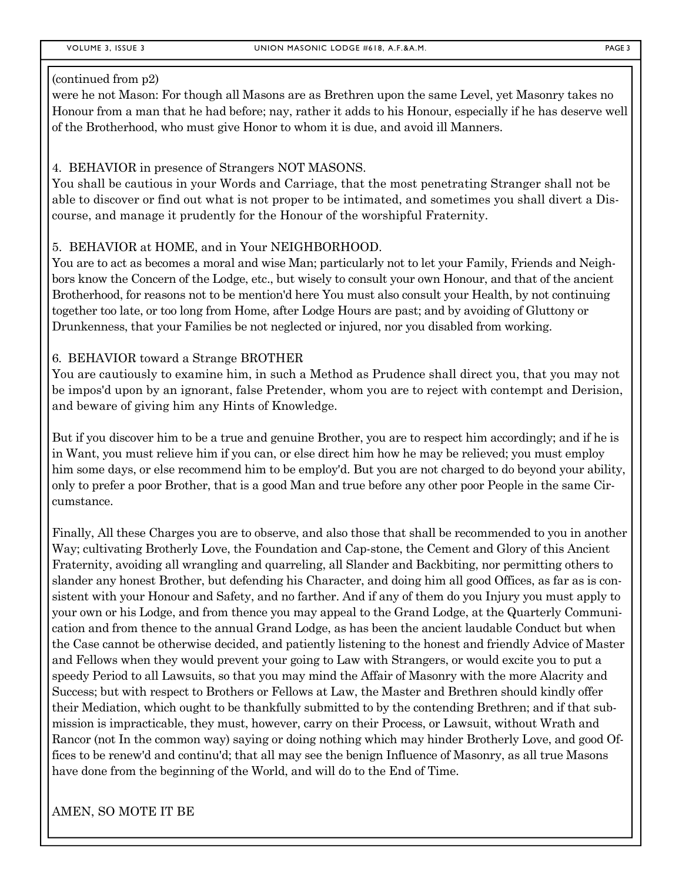(continued from p2)

were he not Mason: For though all Masons are as Brethren upon the same Level, yet Masonry takes no Honour from a man that he had before; nay, rather it adds to his Honour, especially if he has deserve well of the Brotherhood, who must give Honor to whom it is due, and avoid ill Manners.

4. BEHAVIOR in presence of Strangers NOT MASONS.

You shall be cautious in your Words and Carriage, that the most penetrating Stranger shall not be able to discover or find out what is not proper to be intimated, and sometimes you shall divert a Discourse, and manage it prudently for the Honour of the worshipful Fraternity.

5. BEHAVIOR at HOME, and in Your NEIGHBORHOOD.

You are to act as becomes a moral and wise Man; particularly not to let your Family, Friends and Neighbors know the Concern of the Lodge, etc., but wisely to consult your own Honour, and that of the ancient Brotherhood, for reasons not to be mention'd here You must also consult your Health, by not continuing together too late, or too long from Home, after Lodge Hours are past; and by avoiding of Gluttony or Drunkenness, that your Families be not neglected or injured, nor you disabled from working.

6. BEHAVIOR toward a Strange BROTHER

You are cautiously to examine him, in such a Method as Prudence shall direct you, that you may not be impos'd upon by an ignorant, false Pretender, whom you are to reject with contempt and Derision, and beware of giving him any Hints of Knowledge.

But if you discover him to be a true and genuine Brother, you are to respect him accordingly; and if he is in Want, you must relieve him if you can, or else direct him how he may be relieved; you must employ him some days, or else recommend him to be employ'd. But you are not charged to do beyond your ability, only to prefer a poor Brother, that is a good Man and true before any other poor People in the same Circumstance.

Finally, All these Charges you are to observe, and also those that shall be recommended to you in another Way; cultivating Brotherly Love, the Foundation and Cap-stone, the Cement and Glory of this Ancient Fraternity, avoiding all wrangling and quarreling, all Slander and Backbiting, nor permitting others to slander any honest Brother, but defending his Character, and doing him all good Offices, as far as is consistent with your Honour and Safety, and no farther. And if any of them do you Injury you must apply to your own or his Lodge, and from thence you may appeal to the Grand Lodge, at the Quarterly Communication and from thence to the annual Grand Lodge, as has been the ancient laudable Conduct but when the Case cannot be otherwise decided, and patiently listening to the honest and friendly Advice of Master and Fellows when they would prevent your going to Law with Strangers, or would excite you to put a speedy Period to all Lawsuits, so that you may mind the Affair of Masonry with the more Alacrity and Success; but with respect to Brothers or Fellows at Law, the Master and Brethren should kindly offer their Mediation, which ought to be thankfully submitted to by the contending Brethren; and if that submission is impracticable, they must, however, carry on their Process, or Lawsuit, without Wrath and Rancor (not In the common way) saying or doing nothing which may hinder Brotherly Love, and good Offices to be renew'd and continu'd; that all may see the benign Influence of Masonry, as all true Masons have done from the beginning of the World, and will do to the End of Time.

AMEN, SO MOTE IT BE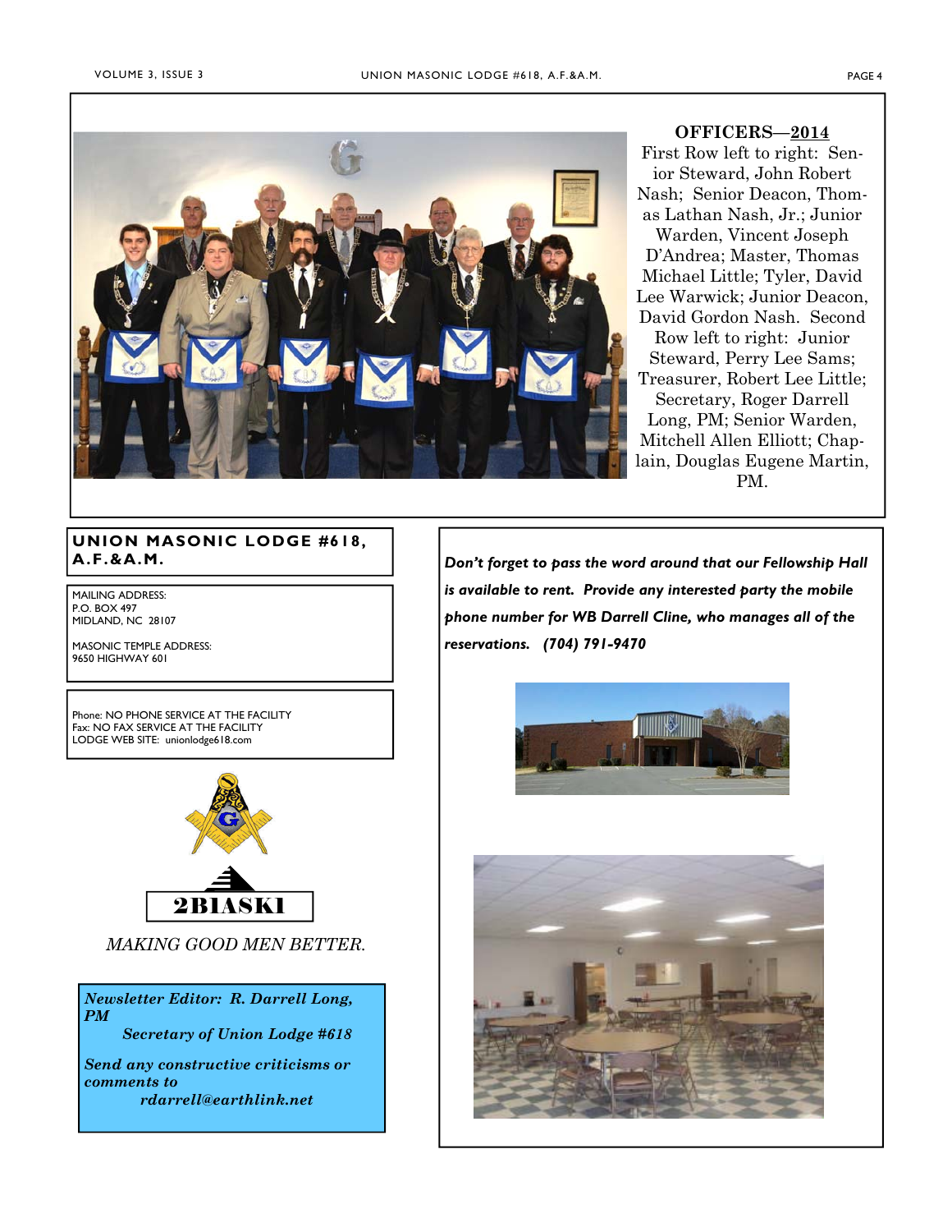**OFFICERS—2014**

First Row left to right: Senior Steward, John Robert Nash; Senior Deacon, Thomas Lathan Nash, Jr.; Junior Warden, Vincent Joseph D'Andrea; Master, Thomas Michael Little; Tyler, David Lee Warwick; Junior Deacon, David Gordon Nash. Second Row left to right: Junior Steward, Perry Lee Sams; Treasurer, Robert Lee Little; Secretary, Roger Darrell Long, PM; Senior Warden, Mitchell Allen Elliott; Chaplain, Douglas Eugene Martin, PM.

## UNION MASONIC LODGE #618, A.F.&A.M.

MAILING ADDRESS:
P.O. BOX 497
MIDLAND, NC 28107

MASONIC TEMPLE ADDRESS:
9650 HIGHWAY 601

Phone: NO PHONE SERVICE AT THE FACILITY
Fax: NO FAX SERVICE AT THE FACILITY
LODGE WEB SITE: unionlodge618.com

2B1ASK1

*MAKING GOOD MEN BETTER.*

***Newsletter Editor: R. Darrell Long, PM***
***Secretary of Union Lodge #618***

***Send any constructive criticisms or comments to***
***rdarrell@earthlink.net***

***Don't forget to pass the word around that our Fellowship Hall is available to rent. Provide any interested party the mobile phone number for WB Darrell Cline, who manages all of the reservations. (704) 791-9470***